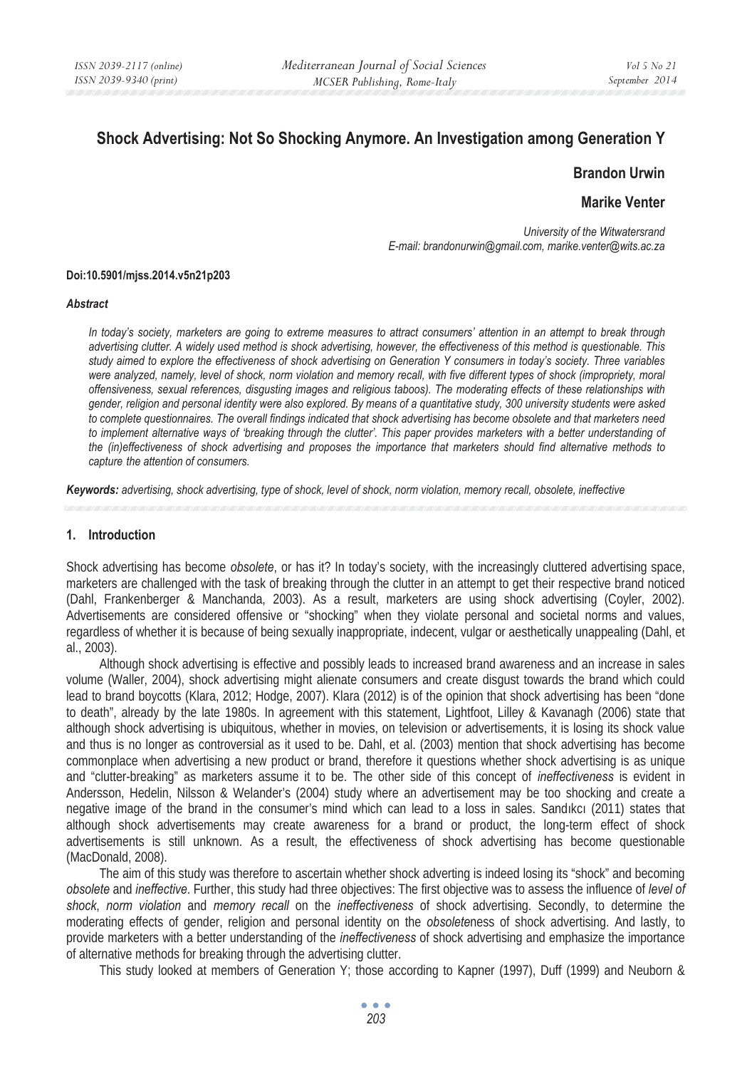# Shock Advertising: Not So Shocking Anymore. An Investigation among Generation Y

**Brandon Urwin**

**Marike Venter**

*University of the Witwatersrand*
*E-mail: brandonurwin@gmail.com, marike.venter@wits.ac.za*

**Doi:10.5901/mjss.2014.v5n21p203**

***Abstract***

*In today's society, marketers are going to extreme measures to attract consumers' attention in an attempt to break through advertising clutter. A widely used method is shock advertising, however, the effectiveness of this method is questionable. This study aimed to explore the effectiveness of shock advertising on Generation Y consumers in today's society. Three variables were analyzed, namely, level of shock, norm violation and memory recall, with five different types of shock (impropriety, moral offensiveness, sexual references, disgusting images and religious taboos). The moderating effects of these relationships with gender, religion and personal identity were also explored. By means of a quantitative study, 300 university students were asked to complete questionnaires. The overall findings indicated that shock advertising has become obsolete and that marketers need to implement alternative ways of 'breaking through the clutter'. This paper provides marketers with a better understanding of the (in)effectiveness of shock advertising and proposes the importance that marketers should find alternative methods to capture the attention of consumers.*

***Keywords:*** *advertising, shock advertising, type of shock, level of shock, norm violation, memory recall, obsolete, ineffective*

## 1. Introduction

Shock advertising has become *obsolete*, or has it? In today's society, with the increasingly cluttered advertising space, marketers are challenged with the task of breaking through the clutter in an attempt to get their respective brand noticed (Dahl, Frankenberger & Manchanda, 2003). As a result, marketers are using shock advertising (Coyler, 2002). Advertisements are considered offensive or "shocking" when they violate personal and societal norms and values, regardless of whether it is because of being sexually inappropriate, indecent, vulgar or aesthetically unappealing (Dahl, et al., 2003).

Although shock advertising is effective and possibly leads to increased brand awareness and an increase in sales volume (Waller, 2004), shock advertising might alienate consumers and create disgust towards the brand which could lead to brand boycotts (Klara, 2012; Hodge, 2007). Klara (2012) is of the opinion that shock advertising has been "done to death", already by the late 1980s. In agreement with this statement, Lightfoot, Lilley & Kavanagh (2006) state that although shock advertising is ubiquitous, whether in movies, on television or advertisements, it is losing its shock value and thus is no longer as controversial as it used to be. Dahl, et al. (2003) mention that shock advertising has become commonplace when advertising a new product or brand, therefore it questions whether shock advertising is as unique and "clutter-breaking" as marketers assume it to be. The other side of this concept of *ineffectiveness* is evident in Andersson, Hedelin, Nilsson & Welander's (2004) study where an advertisement may be too shocking and create a negative image of the brand in the consumer's mind which can lead to a loss in sales. Sandıkcı (2011) states that although shock advertisements may create awareness for a brand or product, the long-term effect of shock advertisements is still unknown. As a result, the effectiveness of shock advertising has become questionable (MacDonald, 2008).

The aim of this study was therefore to ascertain whether shock adverting is indeed losing its "shock" and becoming *obsolete* and *ineffective*. Further, this study had three objectives: The first objective was to assess the influence of *level of shock*, *norm violation* and *memory recall* on the *ineffectiveness* of shock advertising. Secondly, to determine the moderating effects of gender, religion and personal identity on the *obsolete*ness of shock advertising. And lastly, to provide marketers with a better understanding of the *ineffectiveness* of shock advertising and emphasize the importance of alternative methods for breaking through the advertising clutter.

This study looked at members of Generation Y; those according to Kapner (1997), Duff (1999) and Neuborn &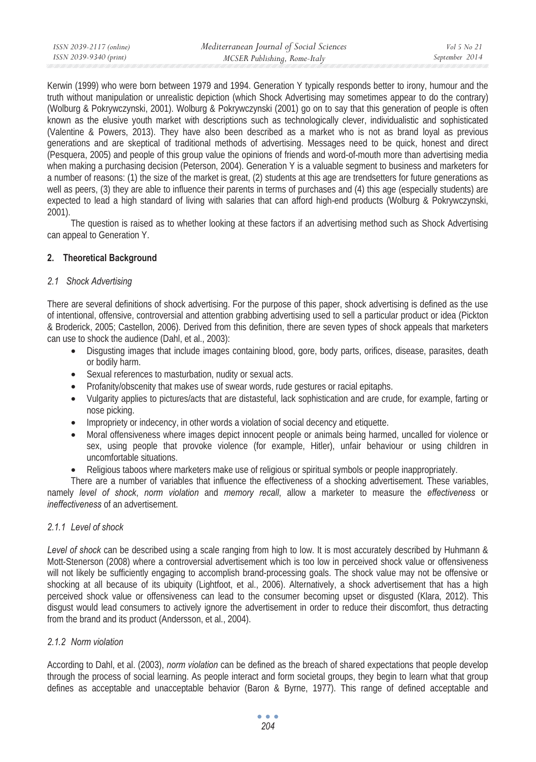Kerwin (1999) who were born between 1979 and 1994. Generation Y typically responds better to irony, humour and the truth without manipulation or unrealistic depiction (which Shock Advertising may sometimes appear to do the contrary) (Wolburg & Pokrywczynski, 2001). Wolburg & Pokrywczynski (2001) go on to say that this generation of people is often known as the elusive youth market with descriptions such as technologically clever, individualistic and sophisticated (Valentine & Powers, 2013). They have also been described as a market who is not as brand loyal as previous generations and are skeptical of traditional methods of advertising. Messages need to be quick, honest and direct (Pesquera, 2005) and people of this group value the opinions of friends and word-of-mouth more than advertising media when making a purchasing decision (Peterson, 2004). Generation Y is a valuable segment to business and marketers for a number of reasons: (1) the size of the market is great, (2) students at this age are trendsetters for future generations as well as peers, (3) they are able to influence their parents in terms of purchases and (4) this age (especially students) are expected to lead a high standard of living with salaries that can afford high-end products (Wolburg & Pokrywczynski, 2001).

The question is raised as to whether looking at these factors if an advertising method such as Shock Advertising can appeal to Generation Y.

## 2. Theoretical Background

### *2.1 Shock Advertising*

There are several definitions of shock advertising. For the purpose of this paper, shock advertising is defined as the use of intentional, offensive, controversial and attention grabbing advertising used to sell a particular product or idea (Pickton & Broderick, 2005; Castellon, 2006). Derived from this definition, there are seven types of shock appeals that marketers can use to shock the audience (Dahl, et al., 2003):

- Disgusting images that include images containing blood, gore, body parts, orifices, disease, parasites, death or bodily harm.
- Sexual references to masturbation, nudity or sexual acts.
- Profanity/obscenity that makes use of swear words, rude gestures or racial epitaphs.
- Vulgarity applies to pictures/acts that are distasteful, lack sophistication and are crude, for example, farting or nose picking.
- Impropriety or indecency, in other words a violation of social decency and etiquette.
- Moral offensiveness where images depict innocent people or animals being harmed, uncalled for violence or sex, using people that provoke violence (for example, Hitler), unfair behaviour or using children in uncomfortable situations.
- Religious taboos where marketers make use of religious or spiritual symbols or people inappropriately.

There are a number of variables that influence the effectiveness of a shocking advertisement. These variables, namely *level of shock*, *norm violation* and *memory recall*, allow a marketer to measure the *effectiveness* or *ineffectiveness* of an advertisement.

#### *2.1.1 Level of shock*

*Level of shock* can be described using a scale ranging from high to low. It is most accurately described by Huhmann & Mott-Stenerson (2008) where a controversial advertisement which is too low in perceived shock value or offensiveness will not likely be sufficiently engaging to accomplish brand-processing goals. The shock value may not be offensive or shocking at all because of its ubiquity (Lightfoot, et al., 2006). Alternatively, a shock advertisement that has a high perceived shock value or offensiveness can lead to the consumer becoming upset or disgusted (Klara, 2012). This disgust would lead consumers to actively ignore the advertisement in order to reduce their discomfort, thus detracting from the brand and its product (Andersson, et al., 2004).

#### *2.1.2 Norm violation*

According to Dahl, et al. (2003), *norm violation* can be defined as the breach of shared expectations that people develop through the process of social learning. As people interact and form societal groups, they begin to learn what that group defines as acceptable and unacceptable behavior (Baron & Byrne, 1977). This range of defined acceptable and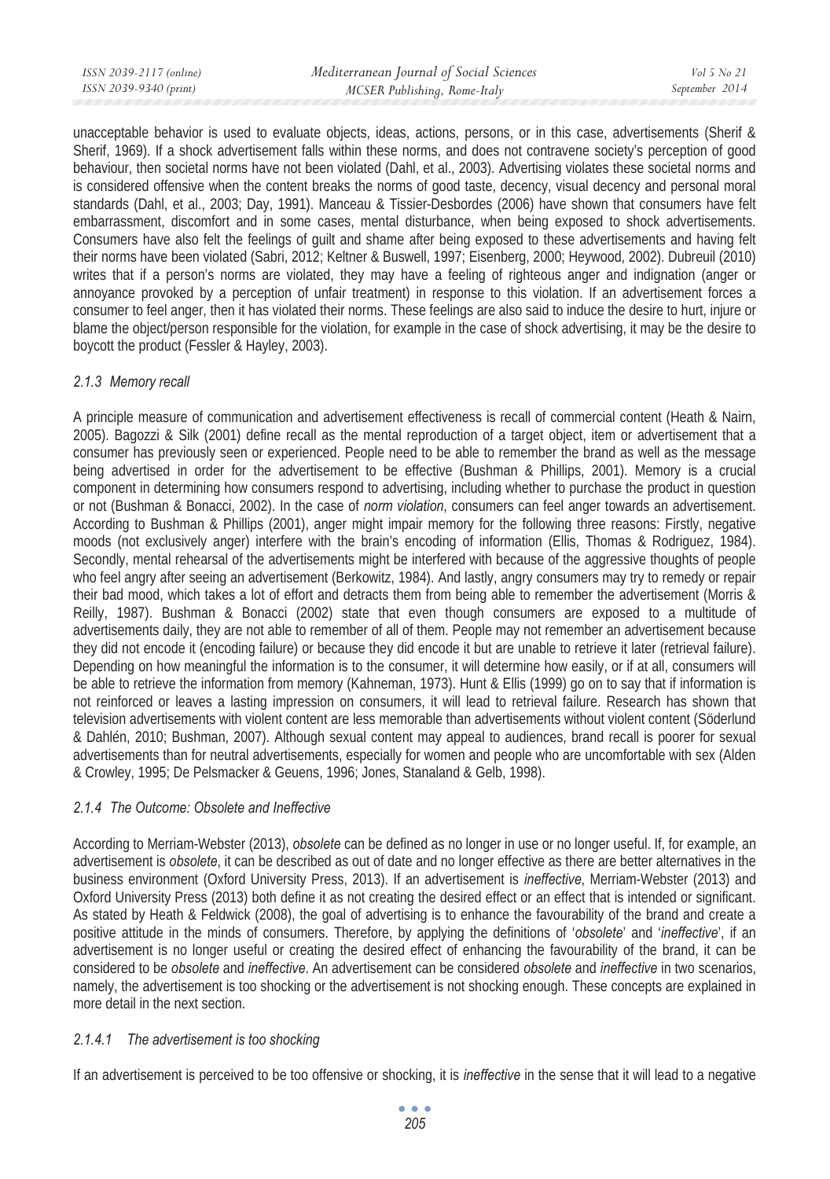unacceptable behavior is used to evaluate objects, ideas, actions, persons, or in this case, advertisements (Sherif & Sherif, 1969). If a shock advertisement falls within these norms, and does not contravene society's perception of good behaviour, then societal norms have not been violated (Dahl, et al., 2003). Advertising violates these societal norms and is considered offensive when the content breaks the norms of good taste, decency, visual decency and personal moral standards (Dahl, et al., 2003; Day, 1991). Manceau & Tissier-Desbordes (2006) have shown that consumers have felt embarrassment, discomfort and in some cases, mental disturbance, when being exposed to shock advertisements. Consumers have also felt the feelings of guilt and shame after being exposed to these advertisements and having felt their norms have been violated (Sabri, 2012; Keltner & Buswell, 1997; Eisenberg, 2000; Heywood, 2002). Dubreuil (2010) writes that if a person's norms are violated, they may have a feeling of righteous anger and indignation (anger or annoyance provoked by a perception of unfair treatment) in response to this violation. If an advertisement forces a consumer to feel anger, then it has violated their norms. These feelings are also said to induce the desire to hurt, injure or blame the object/person responsible for the violation, for example in the case of shock advertising, it may be the desire to boycott the product (Fessler & Hayley, 2003).

### *2.1.3 Memory recall*

A principle measure of communication and advertisement effectiveness is recall of commercial content (Heath & Nairn, 2005). Bagozzi & Silk (2001) define recall as the mental reproduction of a target object, item or advertisement that a consumer has previously seen or experienced. People need to be able to remember the brand as well as the message being advertised in order for the advertisement to be effective (Bushman & Phillips, 2001). Memory is a crucial component in determining how consumers respond to advertising, including whether to purchase the product in question or not (Bushman & Bonacci, 2002). In the case of *norm violation*, consumers can feel anger towards an advertisement. According to Bushman & Phillips (2001), anger might impair memory for the following three reasons: Firstly, negative moods (not exclusively anger) interfere with the brain's encoding of information (Ellis, Thomas & Rodriguez, 1984). Secondly, mental rehearsal of the advertisements might be interfered with because of the aggressive thoughts of people who feel angry after seeing an advertisement (Berkowitz, 1984). And lastly, angry consumers may try to remedy or repair their bad mood, which takes a lot of effort and detracts them from being able to remember the advertisement (Morris & Reilly, 1987). Bushman & Bonacci (2002) state that even though consumers are exposed to a multitude of advertisements daily, they are not able to remember of all of them. People may not remember an advertisement because they did not encode it (encoding failure) or because they did encode it but are unable to retrieve it later (retrieval failure). Depending on how meaningful the information is to the consumer, it will determine how easily, or if at all, consumers will be able to retrieve the information from memory (Kahneman, 1973). Hunt & Ellis (1999) go on to say that if information is not reinforced or leaves a lasting impression on consumers, it will lead to retrieval failure. Research has shown that television advertisements with violent content are less memorable than advertisements without violent content (Söderlund & Dahlén, 2010; Bushman, 2007). Although sexual content may appeal to audiences, brand recall is poorer for sexual advertisements than for neutral advertisements, especially for women and people who are uncomfortable with sex (Alden & Crowley, 1995; De Pelsmacker & Geuens, 1996; Jones, Stanaland & Gelb, 1998).

### *2.1.4 The Outcome: Obsolete and Ineffective*

According to Merriam-Webster (2013), *obsolete* can be defined as no longer in use or no longer useful. If, for example, an advertisement is *obsolete*, it can be described as out of date and no longer effective as there are better alternatives in the business environment (Oxford University Press, 2013). If an advertisement is *ineffective*, Merriam-Webster (2013) and Oxford University Press (2013) both define it as not creating the desired effect or an effect that is intended or significant. As stated by Heath & Feldwick (2008), the goal of advertising is to enhance the favourability of the brand and create a positive attitude in the minds of consumers. Therefore, by applying the definitions of '*obsolete*' and '*ineffective*', if an advertisement is no longer useful or creating the desired effect of enhancing the favourability of the brand, it can be considered to be *obsolete* and *ineffective*. An advertisement can be considered *obsolete* and *ineffective* in two scenarios, namely, the advertisement is too shocking or the advertisement is not shocking enough. These concepts are explained in more detail in the next section.

#### *2.1.4.1 The advertisement is too shocking*

If an advertisement is perceived to be too offensive or shocking, it is *ineffective* in the sense that it will lead to a negative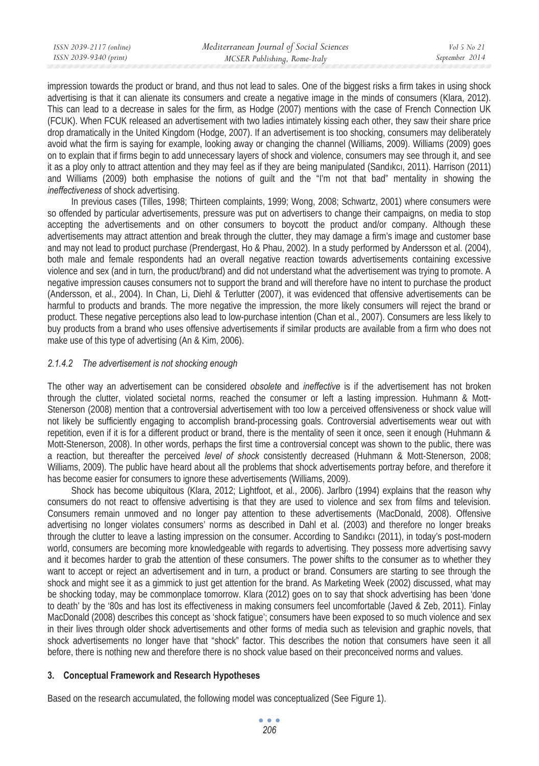impression towards the product or brand, and thus not lead to sales. One of the biggest risks a firm takes in using shock advertising is that it can alienate its consumers and create a negative image in the minds of consumers (Klara, 2012). This can lead to a decrease in sales for the firm, as Hodge (2007) mentions with the case of French Connection UK (FCUK). When FCUK released an advertisement with two ladies intimately kissing each other, they saw their share price drop dramatically in the United Kingdom (Hodge, 2007). If an advertisement is too shocking, consumers may deliberately avoid what the firm is saying for example, looking away or changing the channel (Williams, 2009). Williams (2009) goes on to explain that if firms begin to add unnecessary layers of shock and violence, consumers may see through it, and see it as a ploy only to attract attention and they may feel as if they are being manipulated (Sandıkcı, 2011). Harrison (2011) and Williams (2009) both emphasise the notions of guilt and the "I'm not that bad" mentality in showing the *ineffectiveness* of shock advertising.

In previous cases (Tilles, 1998; Thirteen complaints, 1999; Wong, 2008; Schwartz, 2001) where consumers were so offended by particular advertisements, pressure was put on advertisers to change their campaigns, on media to stop accepting the advertisements and on other consumers to boycott the product and/or company. Although these advertisements may attract attention and break through the clutter, they may damage a firm's image and customer base and may not lead to product purchase (Prendergast, Ho & Phau, 2002). In a study performed by Andersson et al. (2004), both male and female respondents had an overall negative reaction towards advertisements containing excessive violence and sex (and in turn, the product/brand) and did not understand what the advertisement was trying to promote. A negative impression causes consumers not to support the brand and will therefore have no intent to purchase the product (Andersson, et al., 2004). In Chan, Li, Diehl & Terlutter (2007), it was evidenced that offensive advertisements can be harmful to products and brands. The more negative the impression, the more likely consumers will reject the brand or product. These negative perceptions also lead to low-purchase intention (Chan et al., 2007). Consumers are less likely to buy products from a brand who uses offensive advertisements if similar products are available from a firm who does not make use of this type of advertising (An & Kim, 2006).

#### *2.1.4.2 The advertisement is not shocking enough*

The other way an advertisement can be considered *obsolete* and *ineffective* is if the advertisement has not broken through the clutter, violated societal norms, reached the consumer or left a lasting impression. Huhmann & Mott-Stenerson (2008) mention that a controversial advertisement with too low a perceived offensiveness or shock value will not likely be sufficiently engaging to accomplish brand-processing goals. Controversial advertisements wear out with repetition, even if it is for a different product or brand, there is the mentality of seen it once, seen it enough (Huhmann & Mott-Stenerson, 2008). In other words, perhaps the first time a controversial concept was shown to the public, there was a reaction, but thereafter the perceived *level of shock* consistently decreased (Huhmann & Mott-Stenerson, 2008; Williams, 2009). The public have heard about all the problems that shock advertisements portray before, and therefore it has become easier for consumers to ignore these advertisements (Williams, 2009).

Shock has become ubiquitous (Klara, 2012; Lightfoot, et al., 2006). Jarlbro (1994) explains that the reason why consumers do not react to offensive advertising is that they are used to violence and sex from films and television. Consumers remain unmoved and no longer pay attention to these advertisements (MacDonald, 2008). Offensive advertising no longer violates consumers' norms as described in Dahl et al. (2003) and therefore no longer breaks through the clutter to leave a lasting impression on the consumer. According to Sandıkcı (2011), in today's post-modern world, consumers are becoming more knowledgeable with regards to advertising. They possess more advertising savvy and it becomes harder to grab the attention of these consumers. The power shifts to the consumer as to whether they want to accept or reject an advertisement and in turn, a product or brand. Consumers are starting to see through the shock and might see it as a gimmick to just get attention for the brand. As Marketing Week (2002) discussed, what may be shocking today, may be commonplace tomorrow. Klara (2012) goes on to say that shock advertising has been 'done to death' by the '80s and has lost its effectiveness in making consumers feel uncomfortable (Javed & Zeb, 2011). Finlay MacDonald (2008) describes this concept as 'shock fatigue'; consumers have been exposed to so much violence and sex in their lives through older shock advertisements and other forms of media such as television and graphic novels, that shock advertisements no longer have that "shock" factor. This describes the notion that consumers have seen it all before, there is nothing new and therefore there is no shock value based on their preconceived norms and values.

## 3. Conceptual Framework and Research Hypotheses

Based on the research accumulated, the following model was conceptualized (See Figure 1).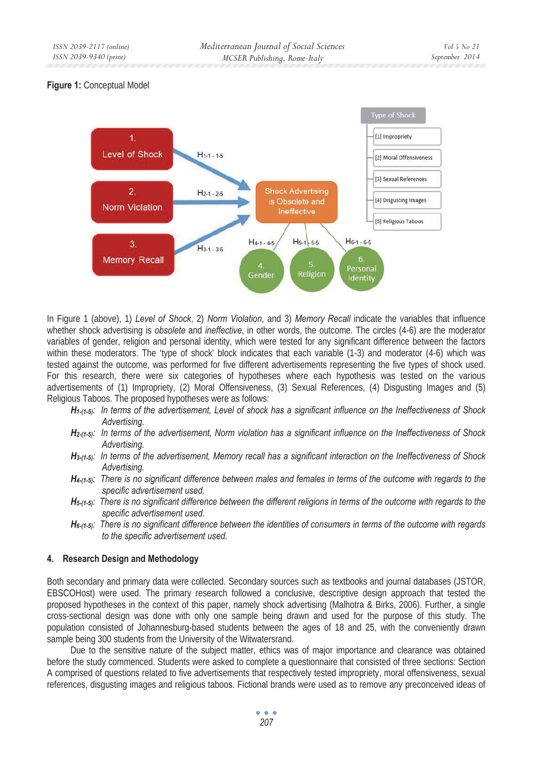**Figure 1:** Conceptual Model

In Figure 1 (above), 1) *Level of Shock*, 2) *Norm Violation*, and 3) *Memory Recall* indicate the variables that influence whether shock advertising is *obsolete* and *ineffective*, in other words, the outcome. The circles (4-6) are the moderator variables of gender, religion and personal identity, which were tested for any significant difference between the factors within these moderators. The 'type of shock' block indicates that each variable (1-3) and moderator (4-6) which was tested against the outcome, was performed for five different advertisements representing the five types of shock used. For this research, there were six categories of hypotheses where each hypothesis was tested on the various advertisements of (1) Impropriety, (2) Moral Offensiveness, (3) Sexual References, (4) Disgusting Images and (5) Religious Taboos. The proposed hypotheses were as follows:

- ***$H_{1\text{-}(1\text{-}5)}$**: In terms of the advertisement, Level of shock has a significant influence on the Ineffectiveness of Shock Advertising.*
- ***$H_{2\text{-}(1\text{-}5)}$**: In terms of the advertisement, Norm violation has a significant influence on the Ineffectiveness of Shock Advertising.*
- ***$H_{3\text{-}(1\text{-}5)}$**: In terms of the advertisement, Memory recall has a significant interaction on the Ineffectiveness of Shock Advertising.*
- ***$H_{4\text{-}(1\text{-}5)}$**: There is no significant difference between males and females in terms of the outcome with regards to the specific advertisement used.*
- ***$H_{5\text{-}(1\text{-}5)}$**: There is no significant difference between the different religions in terms of the outcome with regards to the specific advertisement used.*
- ***$H_{6\text{-}(1\text{-}5)}$**: There is no significant difference between the identities of consumers in terms of the outcome with regards to the specific advertisement used.*

## 4. Research Design and Methodology

Both secondary and primary data were collected. Secondary sources such as textbooks and journal databases (JSTOR, EBSCOHost) were used. The primary research followed a conclusive, descriptive design approach that tested the proposed hypotheses in the context of this paper, namely shock advertising (Malhotra & Birks, 2006). Further, a single cross-sectional design was done with only one sample being drawn and used for the purpose of this study. The population consisted of Johannesburg-based students between the ages of 18 and 25, with the conveniently drawn sample being 300 students from the University of the Witwatersrand.

Due to the sensitive nature of the subject matter, ethics was of major importance and clearance was obtained before the study commenced. Students were asked to complete a questionnaire that consisted of three sections: Section A comprised of questions related to five advertisements that respectively tested impropriety, moral offensiveness, sexual references, disgusting images and religious taboos. Fictional brands were used as to remove any preconceived ideas of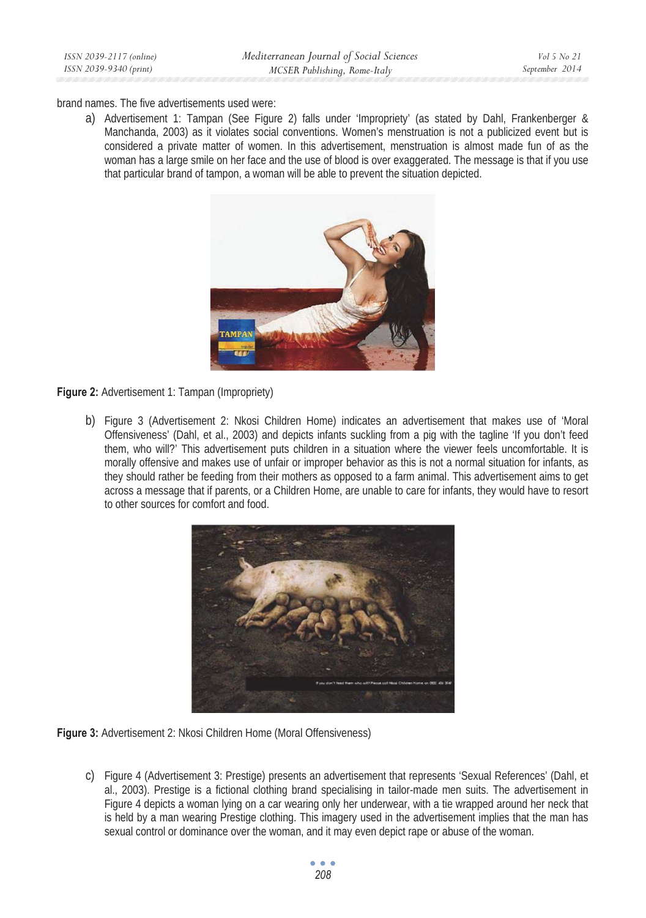brand names. The five advertisements used were:

a) Advertisement 1: Tampan (See Figure 2) falls under 'Impropriety' (as stated by Dahl, Frankenberger & Manchanda, 2003) as it violates social conventions. Women's menstruation is not a publicized event but is considered a private matter of women. In this advertisement, menstruation is almost made fun of as the woman has a large smile on her face and the use of blood is over exaggerated. The message is that if you use that particular brand of tampon, a woman will be able to prevent the situation depicted.

**Figure 2:** Advertisement 1: Tampan (Impropriety)

b) Figure 3 (Advertisement 2: Nkosi Children Home) indicates an advertisement that makes use of 'Moral Offensiveness' (Dahl, et al., 2003) and depicts infants suckling from a pig with the tagline 'If you don't feed them, who will?' This advertisement puts children in a situation where the viewer feels uncomfortable. It is morally offensive and makes use of unfair or improper behavior as this is not a normal situation for infants, as they should rather be feeding from their mothers as opposed to a farm animal. This advertisement aims to get across a message that if parents, or a Children Home, are unable to care for infants, they would have to resort to other sources for comfort and food.

**Figure 3:** Advertisement 2: Nkosi Children Home (Moral Offensiveness)

c) Figure 4 (Advertisement 3: Prestige) presents an advertisement that represents 'Sexual References' (Dahl, et al., 2003). Prestige is a fictional clothing brand specialising in tailor-made men suits. The advertisement in Figure 4 depicts a woman lying on a car wearing only her underwear, with a tie wrapped around her neck that is held by a man wearing Prestige clothing. This imagery used in the advertisement implies that the man has sexual control or dominance over the woman, and it may even depict rape or abuse of the woman.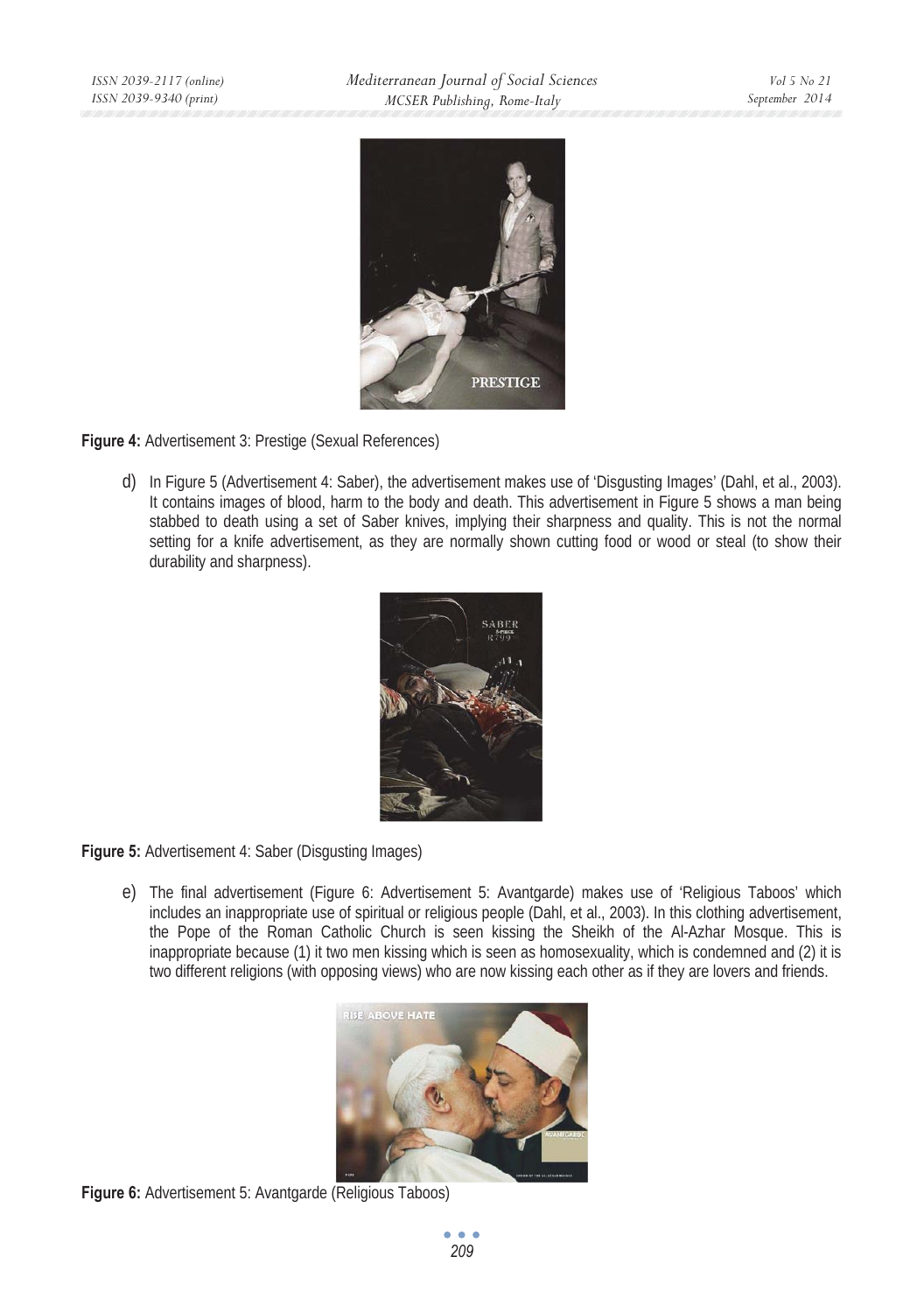**Figure 4:** Advertisement 3: Prestige (Sexual References)

d) In Figure 5 (Advertisement 4: Saber), the advertisement makes use of 'Disgusting Images' (Dahl, et al., 2003). It contains images of blood, harm to the body and death. This advertisement in Figure 5 shows a man being stabbed to death using a set of Saber knives, implying their sharpness and quality. This is not the normal setting for a knife advertisement, as they are normally shown cutting food or wood or steal (to show their durability and sharpness).

**Figure 5:** Advertisement 4: Saber (Disgusting Images)

e) The final advertisement (Figure 6: Advertisement 5: Avantgarde) makes use of 'Religious Taboos' which includes an inappropriate use of spiritual or religious people (Dahl, et al., 2003). In this clothing advertisement, the Pope of the Roman Catholic Church is seen kissing the Sheikh of the Al-Azhar Mosque. This is inappropriate because (1) it two men kissing which is seen as homosexuality, which is condemned and (2) it is two different religions (with opposing views) who are now kissing each other as if they are lovers and friends.

**Figure 6:** Advertisement 5: Avantgarde (Religious Taboos)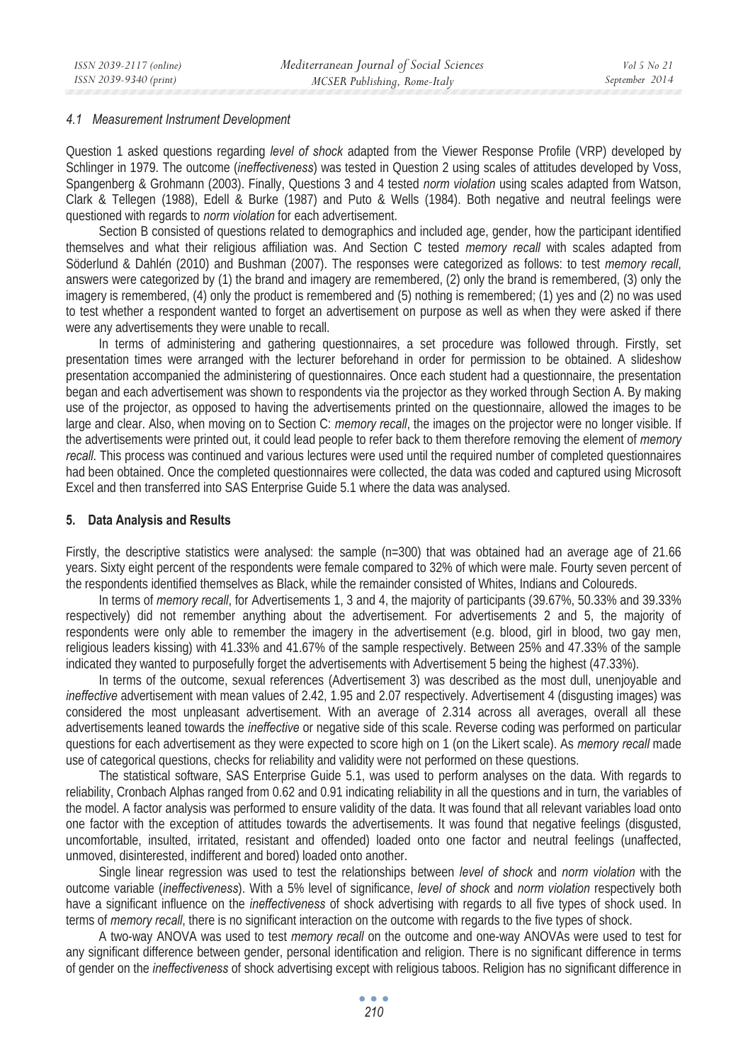### 4.1 Measurement Instrument Development

Question 1 asked questions regarding *level of shock* adapted from the Viewer Response Profile (VRP) developed by Schlinger in 1979. The outcome (*ineffectiveness*) was tested in Question 2 using scales of attitudes developed by Voss, Spangenberg & Grohmann (2003). Finally, Questions 3 and 4 tested *norm violation* using scales adapted from Watson, Clark & Tellegen (1988), Edell & Burke (1987) and Puto & Wells (1984). Both negative and neutral feelings were questioned with regards to *norm violation* for each advertisement.

Section B consisted of questions related to demographics and included age, gender, how the participant identified themselves and what their religious affiliation was. And Section C tested *memory recall* with scales adapted from Söderlund & Dahlén (2010) and Bushman (2007). The responses were categorized as follows: to test *memory recall*, answers were categorized by (1) the brand and imagery are remembered, (2) only the brand is remembered, (3) only the imagery is remembered, (4) only the product is remembered and (5) nothing is remembered; (1) yes and (2) no was used to test whether a respondent wanted to forget an advertisement on purpose as well as when they were asked if there were any advertisements they were unable to recall.

In terms of administering and gathering questionnaires, a set procedure was followed through. Firstly, set presentation times were arranged with the lecturer beforehand in order for permission to be obtained. A slideshow presentation accompanied the administering of questionnaires. Once each student had a questionnaire, the presentation began and each advertisement was shown to respondents via the projector as they worked through Section A. By making use of the projector, as opposed to having the advertisements printed on the questionnaire, allowed the images to be large and clear. Also, when moving on to Section C: *memory recall*, the images on the projector were no longer visible. If the advertisements were printed out, it could lead people to refer back to them therefore removing the element of *memory recall*. This process was continued and various lectures were used until the required number of completed questionnaires had been obtained. Once the completed questionnaires were collected, the data was coded and captured using Microsoft Excel and then transferred into SAS Enterprise Guide 5.1 where the data was analysed.

## 5. Data Analysis and Results

Firstly, the descriptive statistics were analysed: the sample (n=300) that was obtained had an average age of 21.66 years. Sixty eight percent of the respondents were female compared to 32% of which were male. Fourty seven percent of the respondents identified themselves as Black, while the remainder consisted of Whites, Indians and Coloureds.

In terms of *memory recall*, for Advertisements 1, 3 and 4, the majority of participants (39.67%, 50.33% and 39.33% respectively) did not remember anything about the advertisement. For advertisements 2 and 5, the majority of respondents were only able to remember the imagery in the advertisement (e.g. blood, girl in blood, two gay men, religious leaders kissing) with 41.33% and 41.67% of the sample respectively. Between 25% and 47.33% of the sample indicated they wanted to purposefully forget the advertisements with Advertisement 5 being the highest (47.33%).

In terms of the outcome, sexual references (Advertisement 3) was described as the most dull, unenjoyable and *ineffective* advertisement with mean values of 2.42, 1.95 and 2.07 respectively. Advertisement 4 (disgusting images) was considered the most unpleasant advertisement. With an average of 2.314 across all averages, overall all these advertisements leaned towards the *ineffective* or negative side of this scale. Reverse coding was performed on particular questions for each advertisement as they were expected to score high on 1 (on the Likert scale). As *memory recall* made use of categorical questions, checks for reliability and validity were not performed on these questions.

The statistical software, SAS Enterprise Guide 5.1, was used to perform analyses on the data. With regards to reliability, Cronbach Alphas ranged from 0.62 and 0.91 indicating reliability in all the questions and in turn, the variables of the model. A factor analysis was performed to ensure validity of the data. It was found that all relevant variables load onto one factor with the exception of attitudes towards the advertisements. It was found that negative feelings (disgusted, uncomfortable, insulted, irritated, resistant and offended) loaded onto one factor and neutral feelings (unaffected, unmoved, disinterested, indifferent and bored) loaded onto another.

Single linear regression was used to test the relationships between *level of shock* and *norm violation* with the outcome variable (*ineffectiveness*). With a 5% level of significance, *level of shock* and *norm violation* respectively both have a significant influence on the *ineffectiveness* of shock advertising with regards to all five types of shock used. In terms of *memory recall*, there is no significant interaction on the outcome with regards to the five types of shock.

A two-way ANOVA was used to test *memory recall* on the outcome and one-way ANOVAs were used to test for any significant difference between gender, personal identification and religion. There is no significant difference in terms of gender on the *ineffectiveness* of shock advertising except with religious taboos. Religion has no significant difference in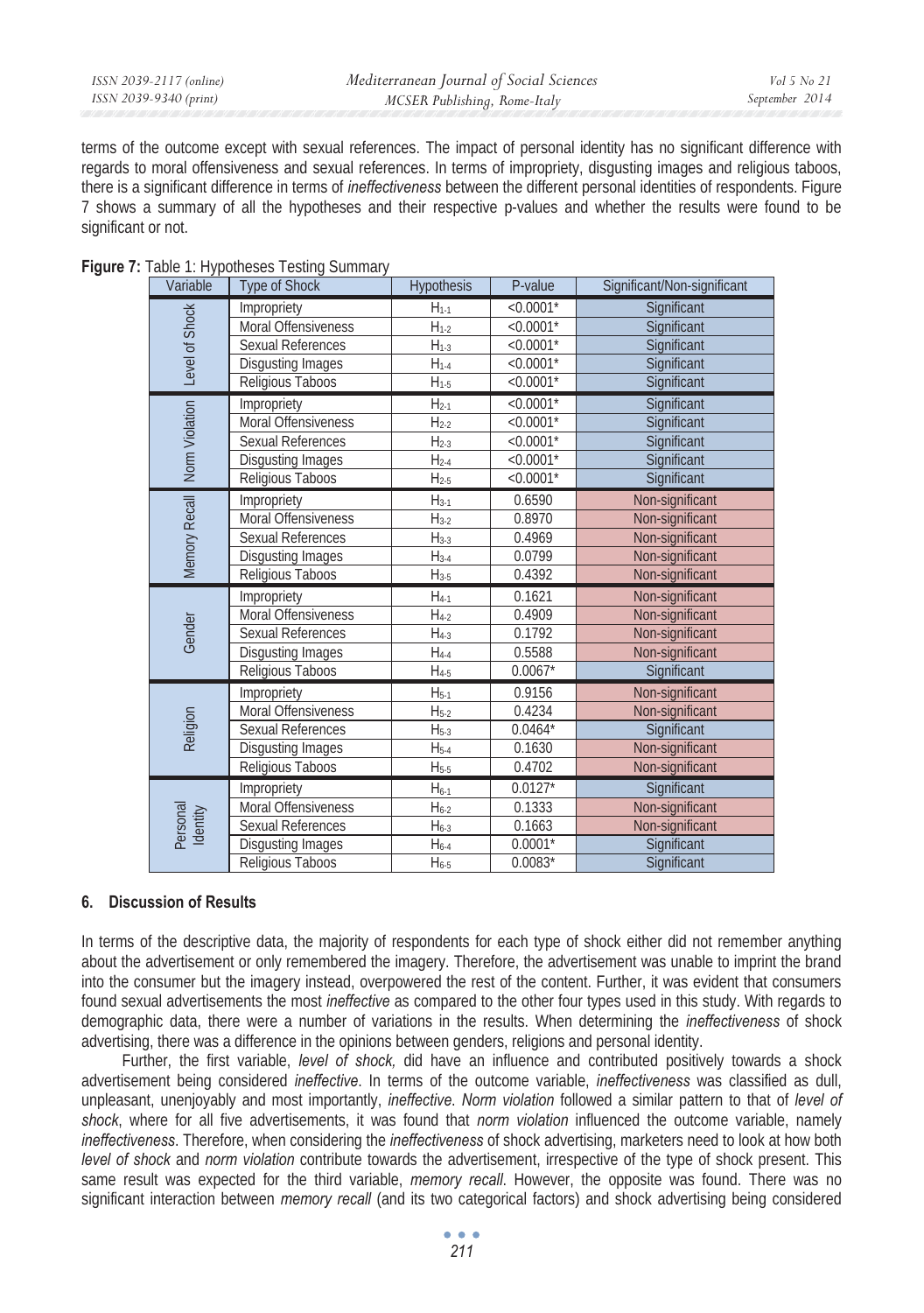terms of the outcome except with sexual references. The impact of personal identity has no significant difference with regards to moral offensiveness and sexual references. In terms of impropriety, disgusting images and religious taboos, there is a significant difference in terms of *ineffectiveness* between the different personal identities of respondents. Figure 7 shows a summary of all the hypotheses and their respective p-values and whether the results were found to be significant or not.

**Figure 7:** Table 1: Hypotheses Testing Summary

| Variable | Type of Shock | Hypothesis | P-value | Significant/Non-significant |
|---|---|---|---|---|
| Level of Shock | Impropriety | $H_{1\text{-}1}$ | <0.0001* | Significant |
| | Moral Offensiveness | $H_{1\text{-}2}$ | <0.0001* | Significant |
| | Sexual References | $H_{1\text{-}3}$ | <0.0001* | Significant |
| | Disgusting Images | $H_{1\text{-}4}$ | <0.0001* | Significant |
| | Religious Taboos | $H_{1\text{-}5}$ | <0.0001* | Significant |
| Norm Violation | Impropriety | $H_{2\text{-}1}$ | <0.0001* | Significant |
| | Moral Offensiveness | $H_{2\text{-}2}$ | <0.0001* | Significant |
| | Sexual References | $H_{2\text{-}3}$ | <0.0001* | Significant |
| | Disgusting Images | $H_{2\text{-}4}$ | <0.0001* | Significant |
| | Religious Taboos | $H_{2\text{-}5}$ | <0.0001* | Significant |
| Memory Recall | Impropriety | $H_{3\text{-}1}$ | 0.6590 | Non-significant |
| | Moral Offensiveness | $H_{3\text{-}2}$ | 0.8970 | Non-significant |
| | Sexual References | $H_{3\text{-}3}$ | 0.4969 | Non-significant |
| | Disgusting Images | $H_{3\text{-}4}$ | 0.0799 | Non-significant |
| | Religious Taboos | $H_{3\text{-}5}$ | 0.4392 | Non-significant |
| Gender | Impropriety | $H_{4\text{-}1}$ | 0.1621 | Non-significant |
| | Moral Offensiveness | $H_{4\text{-}2}$ | 0.4909 | Non-significant |
| | Sexual References | $H_{4\text{-}3}$ | 0.1792 | Non-significant |
| | Disgusting Images | $H_{4\text{-}4}$ | 0.5588 | Non-significant |
| | Religious Taboos | $H_{4\text{-}5}$ | 0.0067* | Significant |
| Religion | Impropriety | $H_{5\text{-}1}$ | 0.9156 | Non-significant |
| | Moral Offensiveness | $H_{5\text{-}2}$ | 0.4234 | Non-significant |
| | Sexual References | $H_{5\text{-}3}$ | 0.0464* | Significant |
| | Disgusting Images | $H_{5\text{-}4}$ | 0.1630 | Non-significant |
| | Religious Taboos | $H_{5\text{-}5}$ | 0.4702 | Non-significant |
| Personal Identity | Impropriety | $H_{6\text{-}1}$ | 0.0127* | Significant |
| | Moral Offensiveness | $H_{6\text{-}2}$ | 0.1333 | Non-significant |
| | Sexual References | $H_{6\text{-}3}$ | 0.1663 | Non-significant |
| | Disgusting Images | $H_{6\text{-}4}$ | 0.0001* | Significant |
| | Religious Taboos | $H_{6\text{-}5}$ | 0.0083* | Significant |

## 6. Discussion of Results

In terms of the descriptive data, the majority of respondents for each type of shock either did not remember anything about the advertisement or only remembered the imagery. Therefore, the advertisement was unable to imprint the brand into the consumer but the imagery instead, overpowered the rest of the content. Further, it was evident that consumers found sexual advertisements the most *ineffective* as compared to the other four types used in this study. With regards to demographic data, there were a number of variations in the results. When determining the *ineffectiveness* of shock advertising, there was a difference in the opinions between genders, religions and personal identity.

Further, the first variable, *level of shock,* did have an influence and contributed positively towards a shock advertisement being considered *ineffective*. In terms of the outcome variable, *ineffectiveness* was classified as dull, unpleasant, unenjoyably and most importantly, *ineffective*. *Norm violation* followed a similar pattern to that of *level of shock*, where for all five advertisements, it was found that *norm violation* influenced the outcome variable, namely *ineffectiveness*. Therefore, when considering the *ineffectiveness* of shock advertising, marketers need to look at how both *level of shock* and *norm violation* contribute towards the advertisement, irrespective of the type of shock present. This same result was expected for the third variable, *memory recall*. However, the opposite was found. There was no significant interaction between *memory recall* (and its two categorical factors) and shock advertising being considered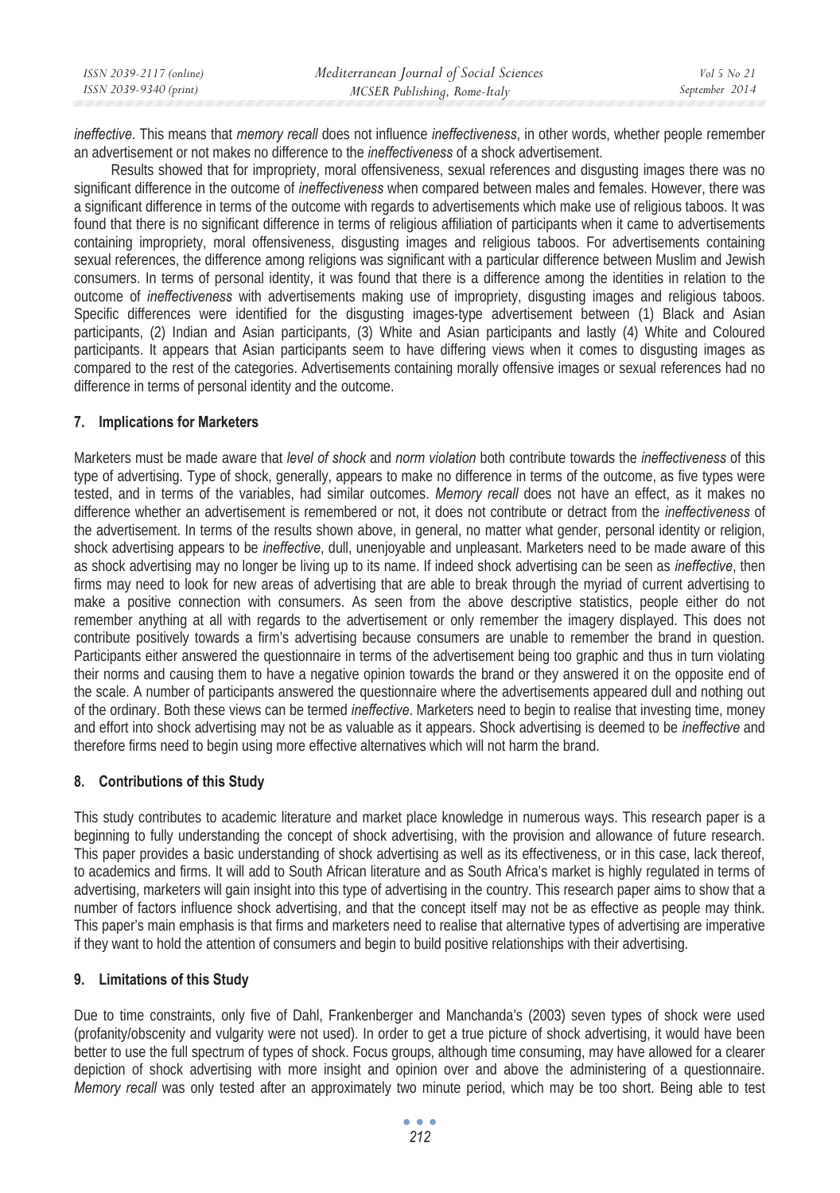*ineffective*. This means that *memory recall* does not influence *ineffectiveness*, in other words, whether people remember an advertisement or not makes no difference to the *ineffectiveness* of a shock advertisement.

Results showed that for impropriety, moral offensiveness, sexual references and disgusting images there was no significant difference in the outcome of *ineffectiveness* when compared between males and females. However, there was a significant difference in terms of the outcome with regards to advertisements which make use of religious taboos. It was found that there is no significant difference in terms of religious affiliation of participants when it came to advertisements containing impropriety, moral offensiveness, disgusting images and religious taboos. For advertisements containing sexual references, the difference among religions was significant with a particular difference between Muslim and Jewish consumers. In terms of personal identity, it was found that there is a difference among the identities in relation to the outcome of *ineffectiveness* with advertisements making use of impropriety, disgusting images and religious taboos. Specific differences were identified for the disgusting images-type advertisement between (1) Black and Asian participants, (2) Indian and Asian participants, (3) White and Asian participants and lastly (4) White and Coloured participants. It appears that Asian participants seem to have differing views when it comes to disgusting images as compared to the rest of the categories. Advertisements containing morally offensive images or sexual references had no difference in terms of personal identity and the outcome.

## 7. Implications for Marketers

Marketers must be made aware that *level of shock* and *norm violation* both contribute towards the *ineffectiveness* of this type of advertising. Type of shock, generally, appears to make no difference in terms of the outcome, as five types were tested, and in terms of the variables, had similar outcomes. *Memory recall* does not have an effect, as it makes no difference whether an advertisement is remembered or not, it does not contribute or detract from the *ineffectiveness* of the advertisement. In terms of the results shown above, in general, no matter what gender, personal identity or religion, shock advertising appears to be *ineffective*, dull, unenjoyable and unpleasant. Marketers need to be made aware of this as shock advertising may no longer be living up to its name. If indeed shock advertising can be seen as *ineffective*, then firms may need to look for new areas of advertising that are able to break through the myriad of current advertising to make a positive connection with consumers. As seen from the above descriptive statistics, people either do not remember anything at all with regards to the advertisement or only remember the imagery displayed. This does not contribute positively towards a firm's advertising because consumers are unable to remember the brand in question. Participants either answered the questionnaire in terms of the advertisement being too graphic and thus in turn violating their norms and causing them to have a negative opinion towards the brand or they answered it on the opposite end of the scale. A number of participants answered the questionnaire where the advertisements appeared dull and nothing out of the ordinary. Both these views can be termed *ineffective*. Marketers need to begin to realise that investing time, money and effort into shock advertising may not be as valuable as it appears. Shock advertising is deemed to be *ineffective* and therefore firms need to begin using more effective alternatives which will not harm the brand.

## 8. Contributions of this Study

This study contributes to academic literature and market place knowledge in numerous ways. This research paper is a beginning to fully understanding the concept of shock advertising, with the provision and allowance of future research. This paper provides a basic understanding of shock advertising as well as its effectiveness, or in this case, lack thereof, to academics and firms. It will add to South African literature and as South Africa's market is highly regulated in terms of advertising, marketers will gain insight into this type of advertising in the country. This research paper aims to show that a number of factors influence shock advertising, and that the concept itself may not be as effective as people may think. This paper's main emphasis is that firms and marketers need to realise that alternative types of advertising are imperative if they want to hold the attention of consumers and begin to build positive relationships with their advertising.

## 9. Limitations of this Study

Due to time constraints, only five of Dahl, Frankenberger and Manchanda's (2003) seven types of shock were used (profanity/obscenity and vulgarity were not used). In order to get a true picture of shock advertising, it would have been better to use the full spectrum of types of shock. Focus groups, although time consuming, may have allowed for a clearer depiction of shock advertising with more insight and opinion over and above the administering of a questionnaire. *Memory recall* was only tested after an approximately two minute period, which may be too short. Being able to test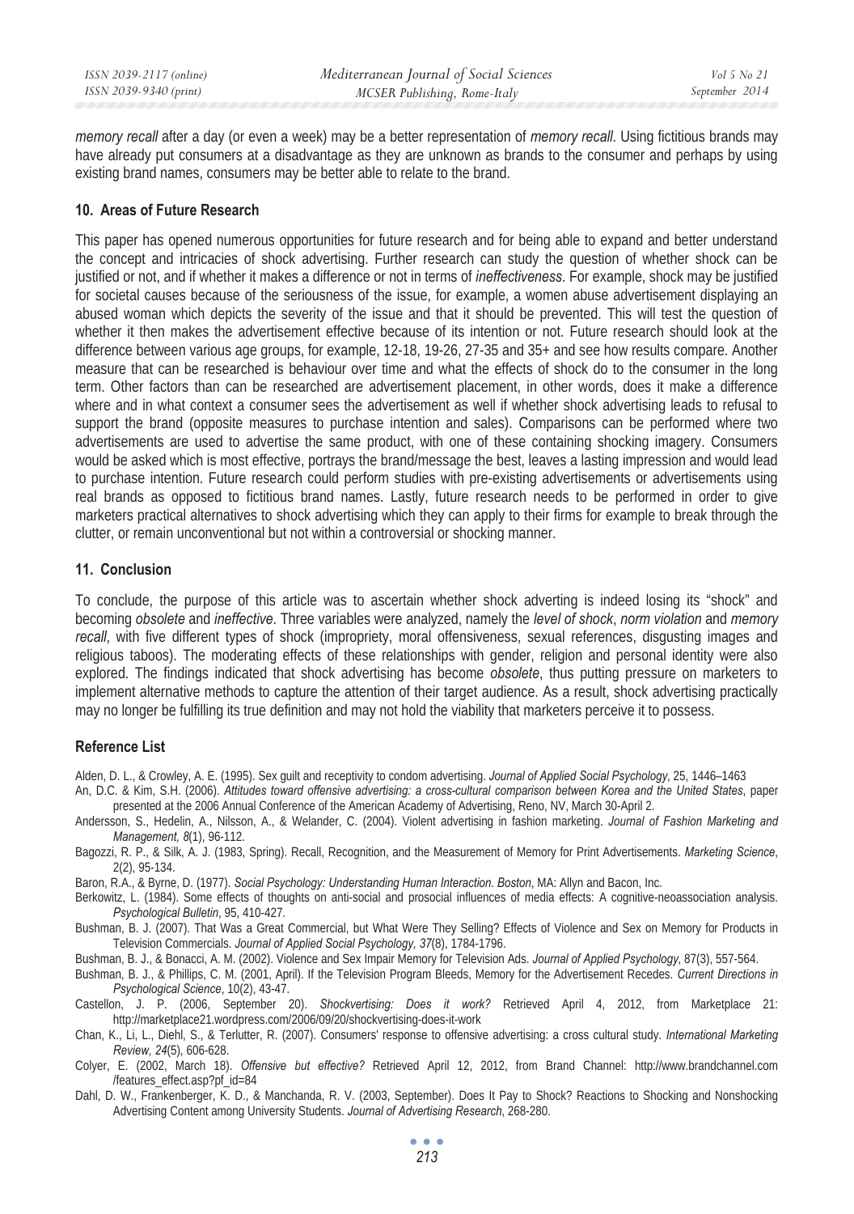*memory recall* after a day (or even a week) may be a better representation of *memory recall*. Using fictitious brands may have already put consumers at a disadvantage as they are unknown as brands to the consumer and perhaps by using existing brand names, consumers may be better able to relate to the brand.

## 10. Areas of Future Research

This paper has opened numerous opportunities for future research and for being able to expand and better understand the concept and intricacies of shock advertising. Further research can study the question of whether shock can be justified or not, and if whether it makes a difference or not in terms of *ineffectiveness*. For example, shock may be justified for societal causes because of the seriousness of the issue, for example, a women abuse advertisement displaying an abused woman which depicts the severity of the issue and that it should be prevented. This will test the question of whether it then makes the advertisement effective because of its intention or not. Future research should look at the difference between various age groups, for example, 12-18, 19-26, 27-35 and 35+ and see how results compare. Another measure that can be researched is behaviour over time and what the effects of shock do to the consumer in the long term. Other factors than can be researched are advertisement placement, in other words, does it make a difference where and in what context a consumer sees the advertisement as well if whether shock advertising leads to refusal to support the brand (opposite measures to purchase intention and sales). Comparisons can be performed where two advertisements are used to advertise the same product, with one of these containing shocking imagery. Consumers would be asked which is most effective, portrays the brand/message the best, leaves a lasting impression and would lead to purchase intention. Future research could perform studies with pre-existing advertisements or advertisements using real brands as opposed to fictitious brand names. Lastly, future research needs to be performed in order to give marketers practical alternatives to shock advertising which they can apply to their firms for example to break through the clutter, or remain unconventional but not within a controversial or shocking manner.

## 11. Conclusion

To conclude, the purpose of this article was to ascertain whether shock adverting is indeed losing its "shock" and becoming *obsolete* and *ineffective*. Three variables were analyzed, namely the *level of shock*, *norm violation* and *memory recall*, with five different types of shock (impropriety, moral offensiveness, sexual references, disgusting images and religious taboos). The moderating effects of these relationships with gender, religion and personal identity were also explored. The findings indicated that shock advertising has become *obsolete*, thus putting pressure on marketers to implement alternative methods to capture the attention of their target audience. As a result, shock advertising practically may no longer be fulfilling its true definition and may not hold the viability that marketers perceive it to possess.

## Reference List

Alden, D. L., & Crowley, A. E. (1995). Sex guilt and receptivity to condom advertising. *Journal of Applied Social Psychology*, 25, 1446–1463

An, D.C. & Kim, S.H. (2006). *Attitudes toward offensive advertising: a cross-cultural comparison between Korea and the United States*, paper presented at the 2006 Annual Conference of the American Academy of Advertising, Reno, NV, March 30-April 2.

Andersson, S., Hedelin, A., Nilsson, A., & Welander, C. (2004). Violent advertising in fashion marketing. *Journal of Fashion Marketing and Management, 8*(1), 96-112.

Bagozzi, R. P., & Silk, A. J. (1983, Spring). Recall, Recognition, and the Measurement of Memory for Print Advertisements. *Marketing Science*, 2(2), 95-134.

Baron, R.A., & Byrne, D. (1977). *Social Psychology: Understanding Human Interaction. Boston*, MA: Allyn and Bacon, Inc.

Berkowitz, L. (1984). Some effects of thoughts on anti-social and prosocial influences of media effects: A cognitive-neoassociation analysis. *Psychological Bulletin*, 95, 410-427.

Bushman, B. J. (2007). That Was a Great Commercial, but What Were They Selling? Effects of Violence and Sex on Memory for Products in Television Commercials. *Journal of Applied Social Psychology, 37*(8), 1784-1796.

Bushman, B. J., & Bonacci, A. M. (2002). Violence and Sex Impair Memory for Television Ads. *Journal of Applied Psychology*, 87(3), 557-564.

Bushman, B. J., & Phillips, C. M. (2001, April). If the Television Program Bleeds, Memory for the Advertisement Recedes. *Current Directions in Psychological Science*, 10(2), 43-47.

Castellon, J. P. (2006, September 20). *Shockvertising: Does it work?* Retrieved April 4, 2012, from Marketplace 21: http://marketplace21.wordpress.com/2006/09/20/shockvertising-does-it-work

Chan, K., Li, L., Diehl, S., & Terlutter, R. (2007). Consumers' response to offensive advertising: a cross cultural study. *International Marketing Review, 24*(5), 606-628.

Colyer, E. (2002, March 18). *Offensive but effective?* Retrieved April 12, 2012, from Brand Channel: http://www.brandchannel.com /features_effect.asp?pf_id=84

Dahl, D. W., Frankenberger, K. D., & Manchanda, R. V. (2003, September). Does It Pay to Shock? Reactions to Shocking and Nonshocking Advertising Content among University Students. *Journal of Advertising Research*, 268-280.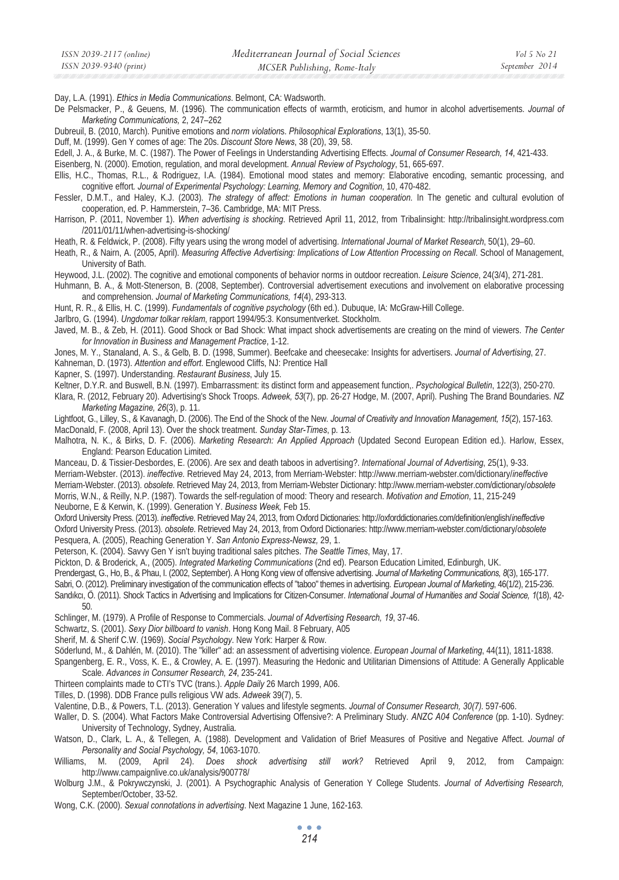Day, L.A. (1991). *Ethics in Media Communications*. Belmont, CA: Wadsworth.

De Pelsmacker, P., & Geuens, M. (1996). The communication effects of warmth, eroticism, and humor in alcohol advertisements. *Journal of Marketing Communications,* 2, 247–262

Dubreuil, B. (2010, March). Punitive emotions and *norm violations*. *Philosophical Explorations*, 13(1), 35-50.

Duff, M. (1999). Gen Y comes of age: The 20s. *Discount Store News*, 38 (20), 39, 58.

Edell, J. A., & Burke, M. C. (1987). The Power of Feelings in Understanding Advertising Effects. *Journal of Consumer Research, 14*, 421-433.

Eisenberg, N. (2000). Emotion, regulation, and moral development. *Annual Review of Psychology*, 51, 665-697.

Ellis, H.C., Thomas, R.L., & Rodriguez, I.A. (1984). Emotional mood states and memory: Elaborative encoding, semantic processing, and cognitive effort*. Journal of Experimental Psychology: Learning, Memory and Cognition*, 10, 470-482.

Fessler, D.M.T., and Haley, K.J. (2003). *The strategy of affect: Emotions in human cooperation.* In The genetic and cultural evolution of cooperation, ed. P. Hammerstein, 7–36. Cambridge, MA: MIT Press.

Harrison, P. (2011, November 1). *When advertising is shocking*. Retrieved April 11, 2012, from Tribalinsight: http://tribalinsight.wordpress.com /2011/01/11/when-advertising-is-shocking/

Heath, R. & Feldwick, P. (2008). Fifty years using the wrong model of advertising. *International Journal of Market Research*, 50(1), 29–60.

Heath, R., & Nairn, A. (2005, April). *Measuring Affective Advertising: Implications of Low Attention Processing on Recall*. School of Management, University of Bath.

Heywood, J.L. (2002). The cognitive and emotional components of behavior norms in outdoor recreation. *Leisure Science*, 24(3/4), 271-281.

Huhmann, B. A., & Mott-Stenerson, B. (2008, September). Controversial advertisement executions and involvement on elaborative processing and comprehension. *Journal of Marketing Communications, 14*(4), 293-313.

Hunt, R. R., & Ellis, H. C. (1999). *Fundamentals of cognitive psychology* (6th ed.). Dubuque, IA: McGraw-Hill College.

Jarlbro, G. (1994). *Ungdomar tolkar reklam*, rapport 1994/95:3. Konsumentverket. Stockholm.

Javed, M. B., & Zeb, H. (2011). Good Shock or Bad Shock: What impact shock advertisements are creating on the mind of viewers. *The Center for Innovation in Business and Management Practice*, 1-12.

Jones, M. Y., Stanaland, A. S., & Gelb, B. D. (1998, Summer). Beefcake and cheesecake: Insights for advertisers. *Journal of Advertising*, 27.

Kahneman, D. (1973). *Attention and effort*. Englewood Cliffs, NJ: Prentice Hall

Kapner, S. (1997). Understanding. *Restaurant Business*, July 15.

Keltner, D.Y.R. and Buswell, B.N. (1997). Embarrassment: its distinct form and appeasement function,. *Psychological Bulletin*, 122(3), 250-270.

Klara, R. (2012, February 20). Advertising's Shock Troops. *Adweek, 53*(7), pp. 26-27 Hodge, M. (2007, April). Pushing The Brand Boundaries. *NZ Marketing Magazine, 26*(3), p. 11.

Lightfoot, G., Lilley, S., & Kavanagh, D. (2006). The End of the Shock of the New. *Journal of Creativity and Innovation Management, 15*(2), 157-163.

MacDonald, F. (2008, April 13). Over the shock treatment. *Sunday Star-Times*, p. 13.

Malhotra, N. K., & Birks, D. F. (2006). *Marketing Research: An Applied Approach* (Updated Second European Edition ed.). Harlow, Essex, England: Pearson Education Limited.

Manceau, D. & Tissier-Desbordes, E. (2006). Are sex and death taboos in advertising?. *International Journal of Advertising*, 25(1), 9-33.

Merriam-Webster. (2013). *ineffective*. Retrieved May 24, 2013, from Merriam-Webster: http://www.merriam-webster.com/dictionary/*ineffective*

Merriam-Webster. (2013). *obsolete*. Retrieved May 24, 2013, from Merriam-Webster Dictionary: http://www.merriam-webster.com/dictionary/*obsolete*

Morris, W.N., & Reilly, N.P. (1987). Towards the self-regulation of mood: Theory and research. *Motivation and Emotion*, 11, 215-249

Neuborne, E & Kerwin, K. (1999). Generation Y. *Business Week,* Feb 15.

Oxford University Press. (2013). *ineffective*. Retrieved May 24, 2013, from Oxford Dictionaries: http://oxforddictionaries.com/definition/english/*ineffective*

Oxford University Press. (2013). *obsolete*. Retrieved May 24, 2013, from Oxford Dictionaries: http://www.merriam-webster.com/dictionary/*obsolete*

Pesquera, A. (2005), Reaching Generation Y. *San Antonio Express-Newsz,* 29, 1.

Peterson, K. (2004). Savvy Gen Y isn't buying traditional sales pitches. *The Seattle Times*, May, 17.

Pickton, D. & Broderick, A., (2005). *Integrated Marketing Communications* (2nd ed). Pearson Education Limited, Edinburgh, UK.

Prendergast, G., Ho, B., & Phau, I. (2002, September). A Hong Kong view of offensive advertising. *Journal of Marketing Communications, 8*(3), 165-177.

Sabri, O. (2012). Preliminary investigation of the communication effects of "taboo" themes in advertising. *European Journal of Marketing*, 46(1/2), 215-236.

Sandıkcı, Ö. (2011). Shock Tactics in Advertising and Implications for Citizen-Consumer. *International Journal of Humanities and Social Science, 1*(18), 42-50.

Schlinger, M. (1979). A Profile of Response to Commercials. *Journal of Advertising Research, 19*, 37-46.

Schwartz, S. (2001). *Sexy Dior billboard to vanish*. Hong Kong Mail. 8 February, A05

Sherif, M. & Sherif C.W. (1969). *Social Psychology*. New York: Harper & Row.

Söderlund, M., & Dahlén, M. (2010). The "killer" ad: an assessment of advertising violence. *European Journal of Marketing*, 44(11), 1811-1838.

Spangenberg, E. R., Voss, K. E., & Crowley, A. E. (1997). Measuring the Hedonic and Utilitarian Dimensions of Attitude: A Generally Applicable Scale. *Advances in Consumer Research, 24*, 235-241.

Thirteen complaints made to CTI's TVC (trans.). *Apple Daily* 26 March 1999, A06.

Tilles, D. (1998). DDB France pulls religious VW ads. *Adweek* 39(7), 5.

Valentine, D.B., & Powers, T.L. (2013). Generation Y values and lifestyle segments. *Journal of Consumer Research, 30(7)*. 597-606.

Waller, D. S. (2004). What Factors Make Controversial Advertising Offensive?: A Preliminary Study. *ANZC A04 Conference* (pp. 1-10). Sydney: University of Technology, Sydney, Australia.

Watson, D., Clark, L. A., & Tellegen, A. (1988). Development and Validation of Brief Measures of Positive and Negative Affect. *Journal of Personality and Social Psychology, 54*, 1063-1070.

Williams, M. (2009, April 24). *Does shock advertising still work?* Retrieved April 9, 2012, from Campaign: http://www.campaignlive.co.uk/analysis/900778/

Wolburg J.M., & Pokrywczynski, J. (2001). A Psychographic Analysis of Generation Y College Students. *Journal of Advertising Research,* September/October, 33-52.

Wong, C.K. (2000). *Sexual connotations in advertising*. Next Magazine 1 June, 162-163.